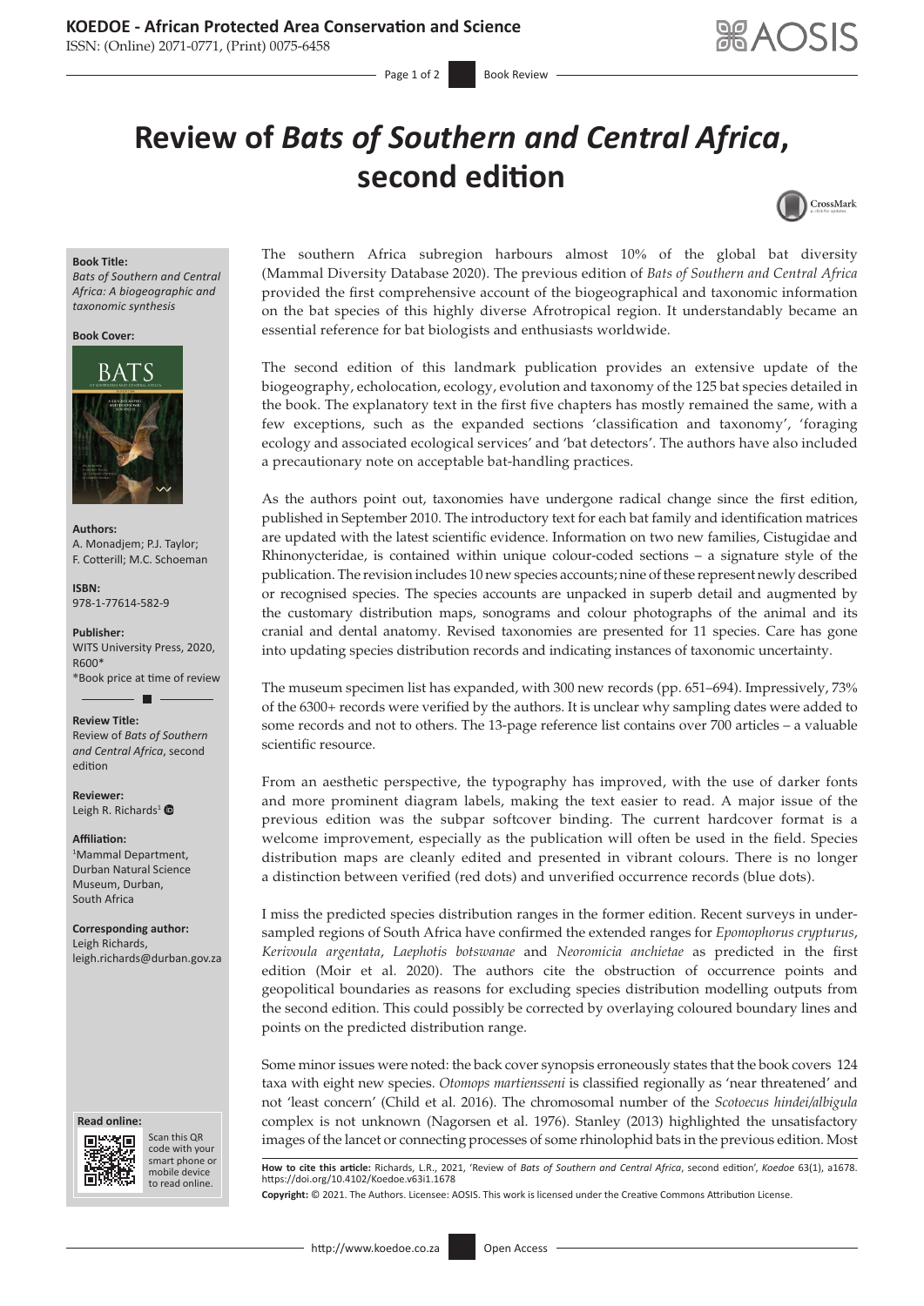# Review of *Bats of Southern and Central Africa*, second edition

**Book Title:**
*Bats of Southern and Central Africa: A biogeographic and taxonomic synthesis*

**Book Cover:**

**Authors:**
A. Monadjem; P.J. Taylor; F. Cotterill; M.C. Schoeman

**ISBN:**
978-1-77614-582-9

**Publisher:**
WITS University Press, 2020, R600*
*Book price at time of review

**Review Title:**
Review of *Bats of Southern and Central Africa*, second edition

**Reviewer:**
Leigh R. Richards[1]

**Affiliation:**
[1]Mammal Department, Durban Natural Science Museum, Durban, South Africa

**Corresponding author:**
Leigh Richards,
leigh.richards@durban.gov.za

**Read online:**
Scan this QR code with your smart phone or mobile device to read online.

The southern Africa subregion harbours almost 10% of the global bat diversity (Mammal Diversity Database 2020). The previous edition of *Bats of Southern and Central Africa* provided the first comprehensive account of the biogeographical and taxonomic information on the bat species of this highly diverse Afrotropical region. It understandably became an essential reference for bat biologists and enthusiasts worldwide.

The second edition of this landmark publication provides an extensive update of the biogeography, echolocation, ecology, evolution and taxonomy of the 125 bat species detailed in the book. The explanatory text in the first five chapters has mostly remained the same, with a few exceptions, such as the expanded sections 'classification and taxonomy', 'foraging ecology and associated ecological services' and 'bat detectors'. The authors have also included a precautionary note on acceptable bat-handling practices.

As the authors point out, taxonomies have undergone radical change since the first edition, published in September 2010. The introductory text for each bat family and identification matrices are updated with the latest scientific evidence. Information on two new families, Cistugidae and Rhinonycteridae, is contained within unique colour-coded sections – a signature style of the publication. The revision includes 10 new species accounts; nine of these represent newly described or recognised species. The species accounts are unpacked in superb detail and augmented by the customary distribution maps, sonograms and colour photographs of the animal and its cranial and dental anatomy. Revised taxonomies are presented for 11 species. Care has gone into updating species distribution records and indicating instances of taxonomic uncertainty.

The museum specimen list has expanded, with 300 new records (pp. 651–694). Impressively, 73% of the 6300+ records were verified by the authors. It is unclear why sampling dates were added to some records and not to others. The 13-page reference list contains over 700 articles – a valuable scientific resource.

From an aesthetic perspective, the typography has improved, with the use of darker fonts and more prominent diagram labels, making the text easier to read. A major issue of the previous edition was the subpar softcover binding. The current hardcover format is a welcome improvement, especially as the publication will often be used in the field. Species distribution maps are cleanly edited and presented in vibrant colours. There is no longer a distinction between verified (red dots) and unverified occurrence records (blue dots).

I miss the predicted species distribution ranges in the former edition. Recent surveys in under-sampled regions of South Africa have confirmed the extended ranges for *Epomophorus crypturus*, *Kerivoula argentata*, *Laephotis botswanae* and *Neoromicia anchietae* as predicted in the first edition (Moir et al. 2020). The authors cite the obstruction of occurrence points and geopolitical boundaries as reasons for excluding species distribution modelling outputs from the second edition. This could possibly be corrected by overlaying coloured boundary lines and points on the predicted distribution range.

Some minor issues were noted: the back cover synopsis erroneously states that the book covers 124 taxa with eight new species. *Otomops martiensseni* is classified regionally as 'near threatened' and not 'least concern' (Child et al. 2016). The chromosomal number of the *Scotoecus hindei/albigula* complex is not unknown (Nagorsen et al. 1976). Stanley (2013) highlighted the unsatisfactory images of the lancet or connecting processes of some rhinolophid bats in the previous edition. Most

**How to cite this article:** Richards, L.R., 2021, 'Review of *Bats of Southern and Central Africa*, second edition', *Koedoe* 63(1), a1678. https://doi.org/10.4102/Koedoe.v63i1.1678

**Copyright:** © 2021. The Authors. Licensee: AOSIS. This work is licensed under the Creative Commons Attribution License.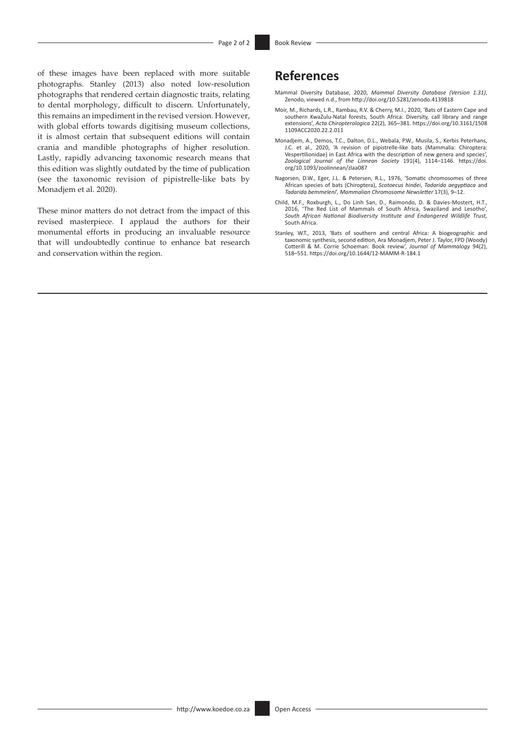of these images have been replaced with more suitable photographs. Stanley (2013) also noted low-resolution photographs that rendered certain diagnostic traits, relating to dental morphology, difficult to discern. Unfortunately, this remains an impediment in the revised version. However, with global efforts towards digitising museum collections, it is almost certain that subsequent editions will contain crania and mandible photographs of higher resolution. Lastly, rapidly advancing taxonomic research means that this edition was slightly outdated by the time of publication (see the taxonomic revision of pipistrelle-like bats by Monadjem et al. 2020).

These minor matters do not detract from the impact of this revised masterpiece. I applaud the authors for their monumental efforts in producing an invaluable resource that will undoubtedly continue to enhance bat research and conservation within the region.

## References

Mammal Diversity Database, 2020, *Mammal Diversity Database (Version 1.31)*, Zenodo, viewed n.d., from http://doi.org/10.5281/zenodo.4139818

Moir, M., Richards, L.R., Rambau, R.V. & Cherry, M.I., 2020, 'Bats of Eastern Cape and southern KwaZulu-Natal forests, South Africa: Diversity, call library and range extensions', *Acta Chiropterologica* 22(2), 365–381. https://doi.org/10.3161/15081109ACC2020.22.2.011

Monadjem, A., Demos, T.C., Dalton, D.L., Webala, P.W., Musila, S., Kerbis Peterhans, J.C. et al., 2020, 'A revision of pipistrelle-like bats (Mammalia: Chiroptera: Vespertilionidae) in East Africa with the description of new genera and species', *Zoological Journal of the Linnean Society* 191(4), 1114–1146. https://doi.org/10.1093/zoolinnean/zlaa087

Nagorsen, D.W., Eger, J.L. & Petersen, R.L., 1976, 'Somatic chromosomes of three African species of bats (Chiroptera), *Scotoecus hindei*, *Tadarida aegyptiaca* and *Tadarida bemmeleni*', *Mammalian Chromosome Newsletter* 17(3), 9–12.

Child, M.F., Roxburgh, L., Do Linh San, D., Raimondo, D. & Davies-Mostert, H.T., 2016, 'The Red List of Mammals of South Africa, Swaziland and Lesotho', *South African National Biodiversity Institute and Endangered Wildlife Trust,* South Africa.

Stanley, W.T., 2013, 'Bats of southern and central Africa: A biogeographic and taxonomic synthesis, second edition, Ara Monadjem, Peter J. Taylor, FPD (Woody) Cotterill & M. Corrie Schoeman: Book review', *Journal of Mammalogy* 94(2), 518–551. https://doi.org/10.1644/12-MAMM-R-184.1